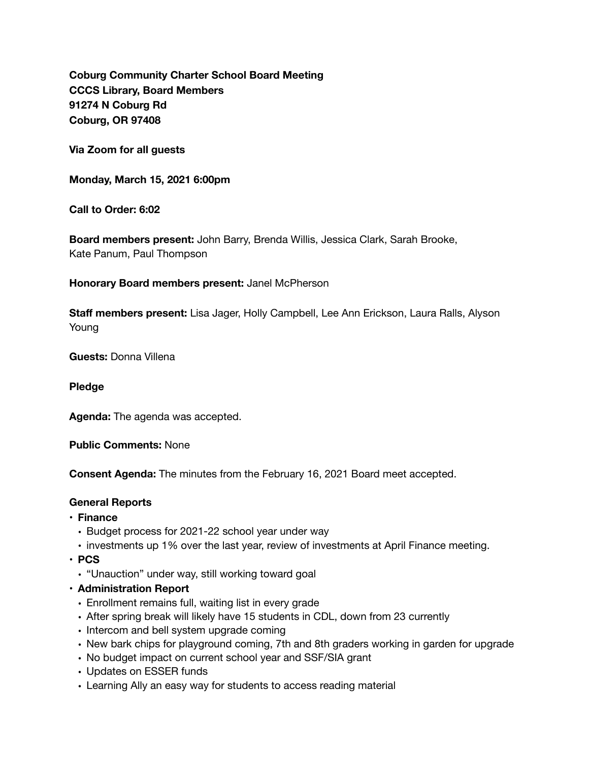**Coburg Community Charter School Board Meeting**
**CCCS Library, Board Members**
**91274 N Coburg Rd**
**Coburg, OR 97408**

**Via Zoom for all guests**

**Monday, March 15, 2021 6:00pm**

**Call to Order: 6:02**

**Board members present:** John Barry, Brenda Willis, Jessica Clark, Sarah Brooke, Kate Panum, Paul Thompson

**Honorary Board members present:** Janel McPherson

**Staff members present:** Lisa Jager, Holly Campbell, Lee Ann Erickson, Laura Ralls, Alyson Young

**Guests:** Donna Villena

**Pledge**

**Agenda:** The agenda was accepted.

**Public Comments:** None

**Consent Agenda:** The minutes from the February 16, 2021 Board meet accepted.

**General Reports**

- **Finance**
  - Budget process for 2021-22 school year under way
  - investments up 1% over the last year, review of investments at April Finance meeting.
- **PCS**
  - "Unauction" under way, still working toward goal
- **Administration Report**
  - Enrollment remains full, waiting list in every grade
  - After spring break will likely have 15 students in CDL, down from 23 currently
  - Intercom and bell system upgrade coming
  - New bark chips for playground coming, 7th and 8th graders working in garden for upgrade
  - No budget impact on current school year and SSF/SIA grant
  - Updates on ESSER funds
  - Learning Ally an easy way for students to access reading material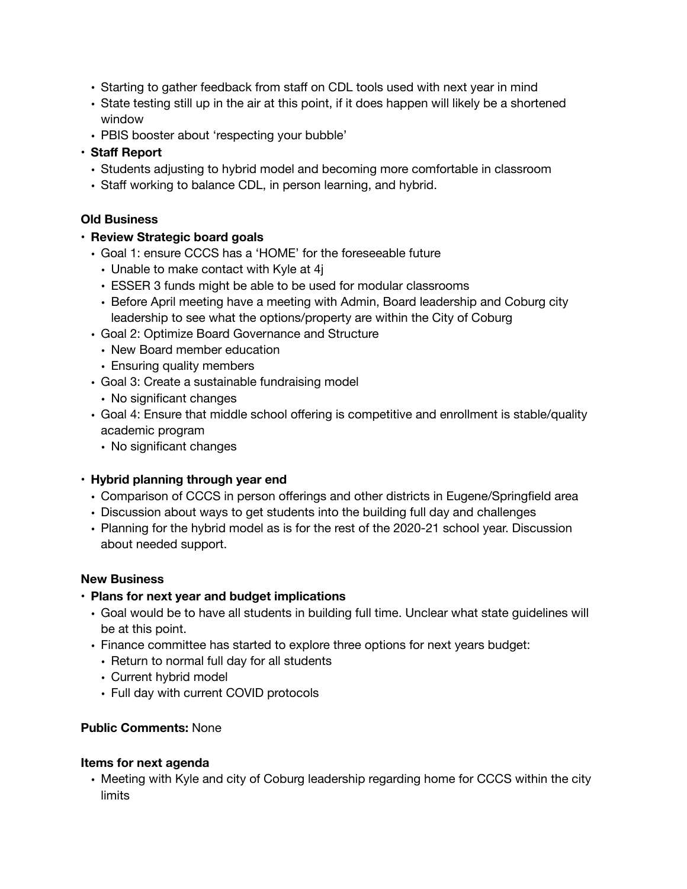- Starting to gather feedback from staff on CDL tools used with next year in mind
- State testing still up in the air at this point, if it does happen will likely be a shortened window
- PBIS booster about 'respecting your bubble'
- **Staff Report**
  - Students adjusting to hybrid model and becoming more comfortable in classroom
  - Staff working to balance CDL, in person learning, and hybrid.

**Old Business**

- **Review Strategic board goals**
  - Goal 1: ensure CCCS has a 'HOME' for the foreseeable future
    - Unable to make contact with Kyle at 4j
    - ESSER 3 funds might be able to be used for modular classrooms
    - Before April meeting have a meeting with Admin, Board leadership and Coburg city leadership to see what the options/property are within the City of Coburg
  - Goal 2: Optimize Board Governance and Structure
    - New Board member education
    - Ensuring quality members
  - Goal 3: Create a sustainable fundraising model
    - No significant changes
  - Goal 4: Ensure that middle school offering is competitive and enrollment is stable/quality academic program
    - No significant changes

- **Hybrid planning through year end**
  - Comparison of CCCS in person offerings and other districts in Eugene/Springfield area
  - Discussion about ways to get students into the building full day and challenges
  - Planning for the hybrid model as is for the rest of the 2020-21 school year. Discussion about needed support.

**New Business**

- **Plans for next year and budget implications**
  - Goal would be to have all students in building full time. Unclear what state guidelines will be at this point.
  - Finance committee has started to explore three options for next years budget:
    - Return to normal full day for all students
    - Current hybrid model
    - Full day with current COVID protocols

**Public Comments:** None

**Items for next agenda**

- Meeting with Kyle and city of Coburg leadership regarding home for CCCS within the city limits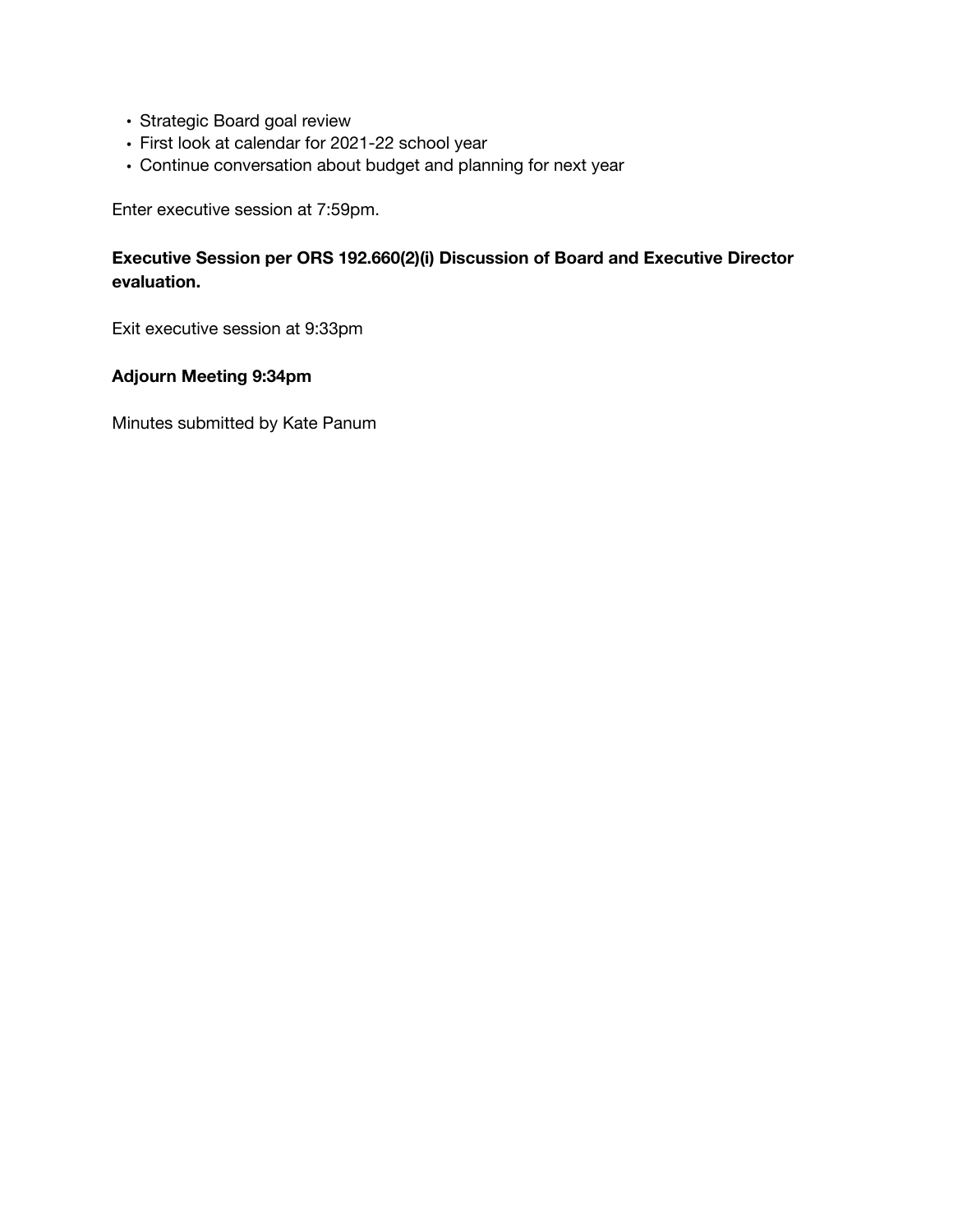- Strategic Board goal review
- First look at calendar for 2021-22 school year
- Continue conversation about budget and planning for next year

Enter executive session at 7:59pm.

**Executive Session per ORS 192.660(2)(i) Discussion of Board and Executive Director evaluation.**

Exit executive session at 9:33pm

**Adjourn Meeting 9:34pm**

Minutes submitted by Kate Panum